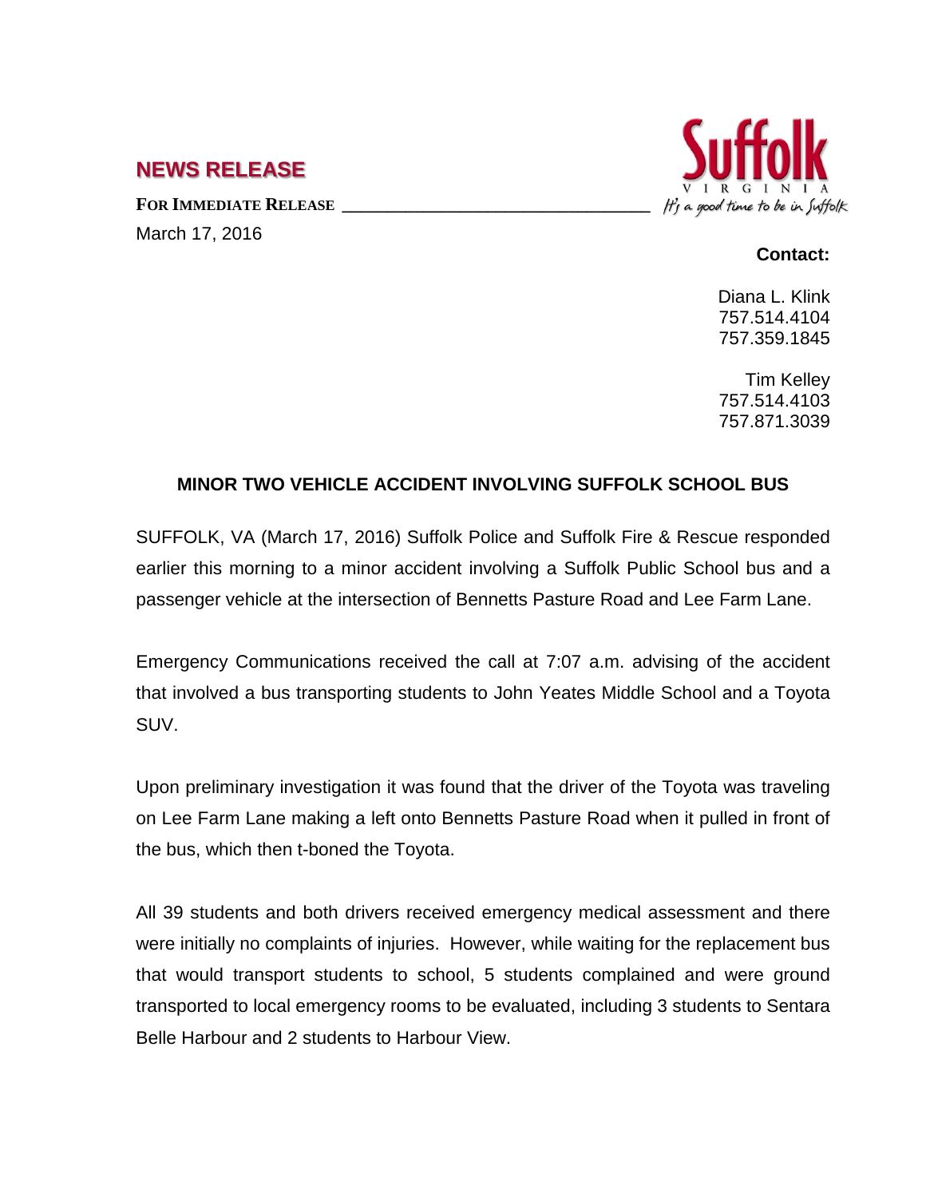## NEWS RELEASE

**FOR IMMEDIATE RELEASE**

March 17, 2016

Suffolk VIRGINIA — It's a good time to be in Suffolk

**Contact:**

Diana L. Klink
757.514.4104
757.359.1845

Tim Kelley
757.514.4103
757.871.3039

### MINOR TWO VEHICLE ACCIDENT INVOLVING SUFFOLK SCHOOL BUS

SUFFOLK, VA (March 17, 2016) Suffolk Police and Suffolk Fire & Rescue responded earlier this morning to a minor accident involving a Suffolk Public School bus and a passenger vehicle at the intersection of Bennetts Pasture Road and Lee Farm Lane.

Emergency Communications received the call at 7:07 a.m. advising of the accident that involved a bus transporting students to John Yeates Middle School and a Toyota SUV.

Upon preliminary investigation it was found that the driver of the Toyota was traveling on Lee Farm Lane making a left onto Bennetts Pasture Road when it pulled in front of the bus, which then t-boned the Toyota.

All 39 students and both drivers received emergency medical assessment and there were initially no complaints of injuries. However, while waiting for the replacement bus that would transport students to school, 5 students complained and were ground transported to local emergency rooms to be evaluated, including 3 students to Sentara Belle Harbour and 2 students to Harbour View.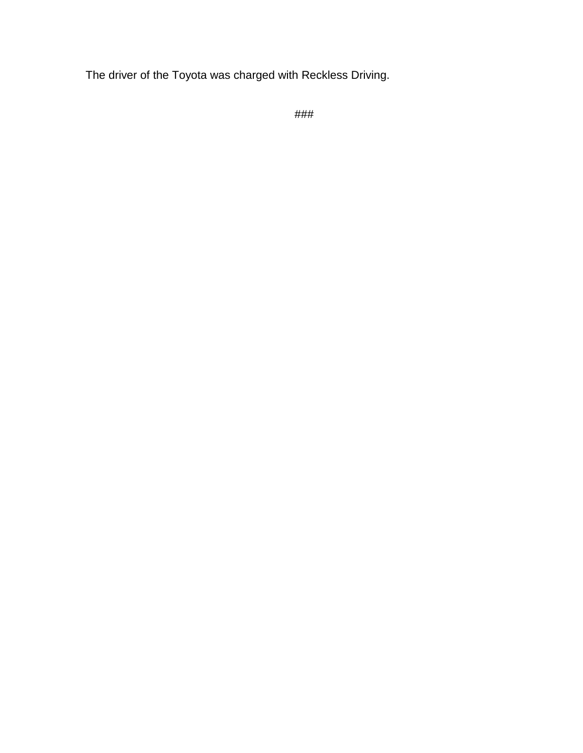The driver of the Toyota was charged with Reckless Driving.

###